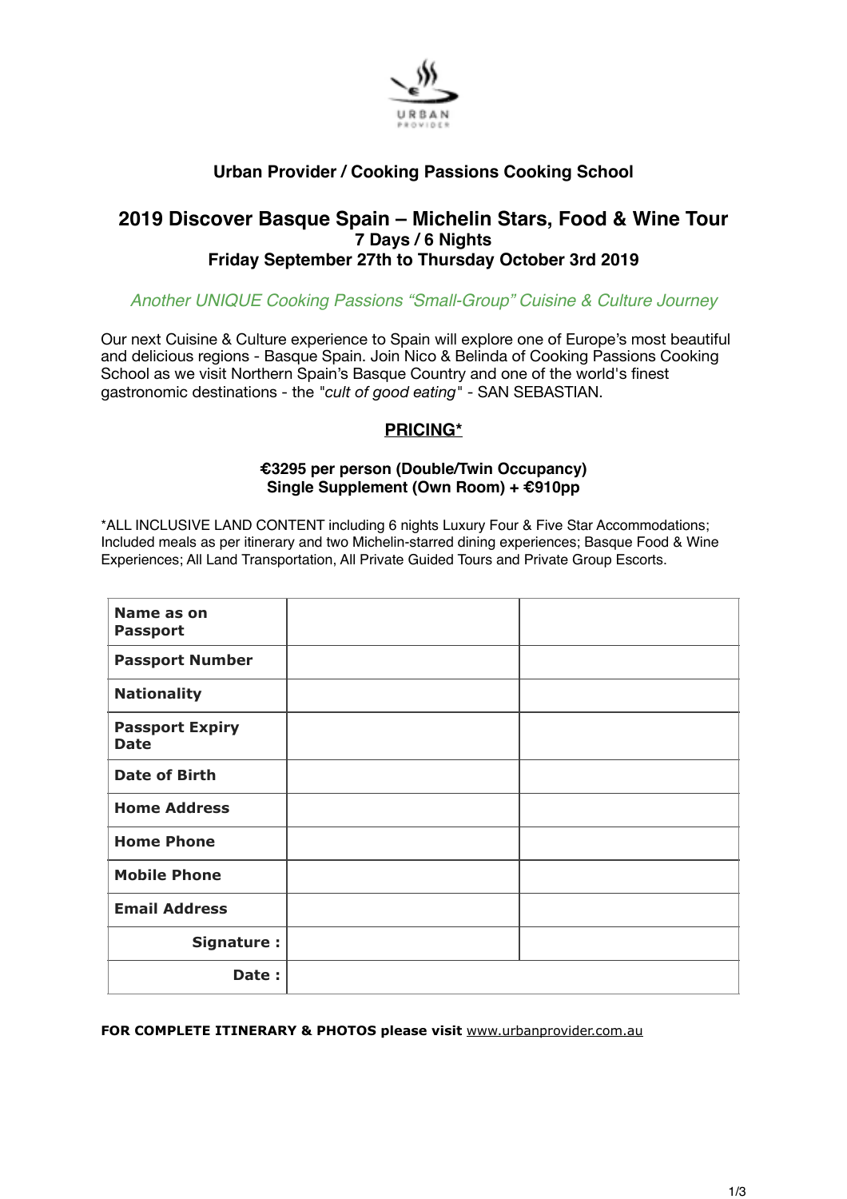URBAN PROVIDER

**Urban Provider / Cooking Passions Cooking School**

## 2019 Discover Basque Spain – Michelin Stars, Food & Wine Tour

### 7 Days / 6 Nights
### Friday September 27th to Thursday October 3rd 2019

*Another UNIQUE Cooking Passions "Small-Group" Cuisine & Culture Journey*

Our next Cuisine & Culture experience to Spain will explore one of Europe's most beautiful and delicious regions - Basque Spain. Join Nico & Belinda of Cooking Passions Cooking School as we visit Northern Spain's Basque Country and one of the world's finest gastronomic destinations - the *"cult of good eating"* - SAN SEBASTIAN.

**PRICING***

**€3295 per person (Double/Twin Occupancy)**
**Single Supplement (Own Room) + €910pp**

*ALL INCLUSIVE LAND CONTENT including 6 nights Luxury Four & Five Star Accommodations; Included meals as per itinerary and two Michelin-starred dining experiences; Basque Food & Wine Experiences; All Land Transportation, All Private Guided Tours and Private Group Escorts.

| | | |
|---|---|---|
| **Name as on Passport** | | |
| **Passport Number** | | |
| **Nationality** | | |
| **Passport Expiry Date** | | |
| **Date of Birth** | | |
| **Home Address** | | |
| **Home Phone** | | |
| **Mobile Phone** | | |
| **Email Address** | | |
| **Signature :** | | |
| **Date :** | | |

**FOR COMPLETE ITINERARY & PHOTOS please visit** www.urbanprovider.com.au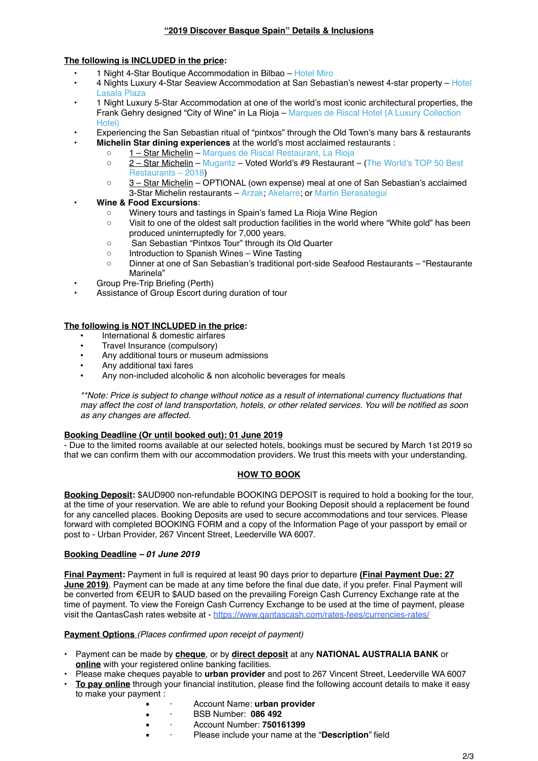## "2019 Discover Basque Spain" Details & Inclusions

**The following is INCLUDED in the price:**

- 1 Night 4-Star Boutique Accommodation in Bilbao – Hotel Miro
- 4 Nights Luxury 4-Star Seaview Accommodation at San Sebastian's newest 4-star property – Hotel Lasala Plaza
- 1 Night Luxury 5-Star Accommodation at one of the world's most iconic architectural properties, the Frank Gehry designed "City of Wine" in La Rioja – Marques de Riscal Hotel (A Luxury Collection Hotel)
- Experiencing the San Sebastian ritual of "pintxos" through the Old Town's many bars & restaurants
- **Michelin Star dining experiences** at the world's most acclaimed restaurants :
  - 1 – Star Michelin – Marques de Riscal Restaurant, La Rioja
  - 2 – Star Michelin – Mugaritz – Voted World's #9 Restaurant – (The World's TOP 50 Best Restaurants – 2018)
  - 3 – Star Michelin – OPTIONAL (own expense) meal at one of San Sebastian's acclaimed 3-Star Michelin restaurants – Arzak; Akelarre; or Martin Berasategui
- **Wine & Food Excursions**:
  - Winery tours and tastings in Spain's famed La Rioja Wine Region
  - Visit to one of the oldest salt production facilities in the world where "White gold" has been produced uninterruptedly for 7,000 years.
  - San Sebastian "Pintxos Tour" through its Old Quarter
  - Introduction to Spanish Wines – Wine Tasting
  - Dinner at one of San Sebastian's traditional port-side Seafood Restaurants – "Restaurante Marinela"
- Group Pre-Trip Briefing (Perth)
- Assistance of Group Escort during duration of tour

**The following is NOT INCLUDED in the price:**

- International & domestic airfares
- Travel Insurance (compulsory)
- Any additional tours or museum admissions
- Any additional taxi fares
- Any non-included alcoholic & non alcoholic beverages for meals

*\*\*Note: Price is subject to change without notice as a result of international currency fluctuations that may affect the cost of land transportation, hotels, or other related services. You will be notified as soon as any changes are affected.*

**Booking Deadline (Or until booked out): 01 June 2019**

- Due to the limited rooms available at our selected hotels, bookings must be secured by March 1st 2019 so that we can confirm them with our accommodation providers. We trust this meets with your understanding.

### HOW TO BOOK

**Booking Deposit:** $AUD900 non-refundable BOOKING DEPOSIT is required to hold a booking for the tour, at the time of your reservation. We are able to refund your Booking Deposit should a replacement be found for any cancelled places. Booking Deposits are used to secure accommodations and tour services. Please forward with completed BOOKING FORM and a copy of the Information Page of your passport by email or post to - Urban Provider, 267 Vincent Street, Leederville WA 6007.

**Booking Deadline** – ***01 June 2019***

**Final Payment:** Payment in full is required at least 90 days prior to departure **(Final Payment Due: 27 June 2019)**. Payment can be made at any time before the final due date, if you prefer. Final Payment will be converted from €EUR to $AUD based on the prevailing Foreign Cash Currency Exchange rate at the time of payment. To view the Foreign Cash Currency Exchange to be used at the time of payment, please visit the QantasCash rates website at - https://www.qantascash.com/rates-fees/currencies-rates/

**Payment Options** *(Places confirmed upon receipt of payment)*

- Payment can be made by **cheque**, or by **direct deposit** at any **NATIONAL AUSTRALIA BANK** or **online** with your registered online banking facilities.
- Please make cheques payable to **urban provider** and post to 267 Vincent Street, Leederville WA 6007
- **To pay online** through your financial institution, please find the following account details to make it easy to make your payment :
  - Account Name: **urban provider**
  - BSB Number: **086 492**
  - Account Number: **750161399**
  - Please include your name at the "**Description**" field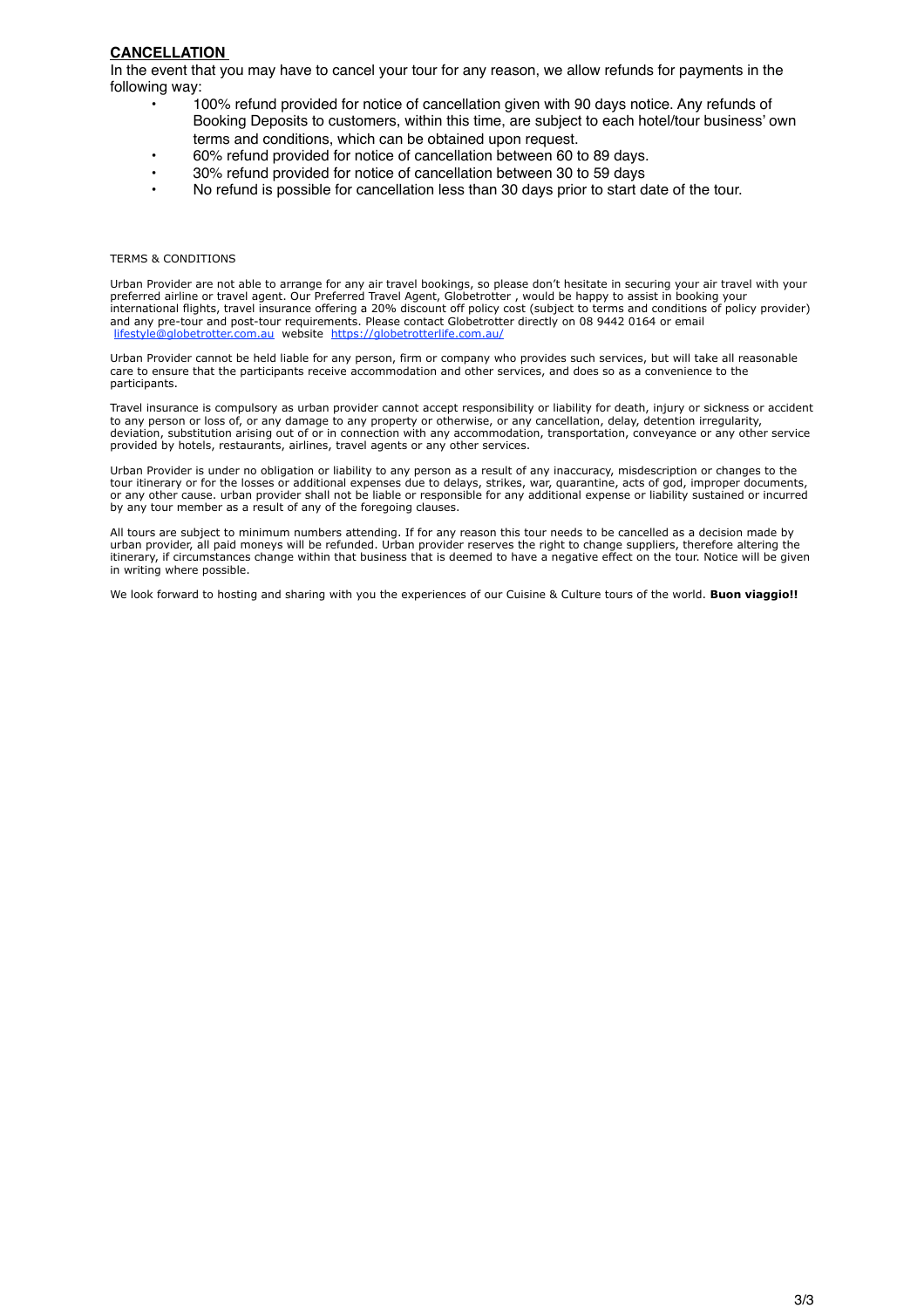## CANCELLATION

In the event that you may have to cancel your tour for any reason, we allow refunds for payments in the following way:

- 100% refund provided for notice of cancellation given with 90 days notice. Any refunds of Booking Deposits to customers, within this time, are subject to each hotel/tour business' own terms and conditions, which can be obtained upon request.
- 60% refund provided for notice of cancellation between 60 to 89 days.
- 30% refund provided for notice of cancellation between 30 to 59 days
- No refund is possible for cancellation less than 30 days prior to start date of the tour.

TERMS & CONDITIONS

Urban Provider are not able to arrange for any air travel bookings, so please don't hesitate in securing your air travel with your preferred airline or travel agent. Our Preferred Travel Agent, Globetrotter , would be happy to assist in booking your international flights, travel insurance offering a 20% discount off policy cost (subject to terms and conditions of policy provider) and any pre-tour and post-tour requirements. Please contact Globetrotter directly on 08 9442 0164 or email lifestyle@globetrotter.com.au website https://globetrotterlife.com.au/

Urban Provider cannot be held liable for any person, firm or company who provides such services, but will take all reasonable care to ensure that the participants receive accommodation and other services, and does so as a convenience to the participants.

Travel insurance is compulsory as urban provider cannot accept responsibility or liability for death, injury or sickness or accident to any person or loss of, or any damage to any property or otherwise, or any cancellation, delay, detention irregularity, deviation, substitution arising out of or in connection with any accommodation, transportation, conveyance or any other service provided by hotels, restaurants, airlines, travel agents or any other services.

Urban Provider is under no obligation or liability to any person as a result of any inaccuracy, misdescription or changes to the tour itinerary or for the losses or additional expenses due to delays, strikes, war, quarantine, acts of god, improper documents, or any other cause. urban provider shall not be liable or responsible for any additional expense or liability sustained or incurred by any tour member as a result of any of the foregoing clauses.

All tours are subject to minimum numbers attending. If for any reason this tour needs to be cancelled as a decision made by urban provider, all paid moneys will be refunded. Urban provider reserves the right to change suppliers, therefore altering the itinerary, if circumstances change within that business that is deemed to have a negative effect on the tour. Notice will be given in writing where possible.

We look forward to hosting and sharing with you the experiences of our Cuisine & Culture tours of the world. **Buon viaggio!!**